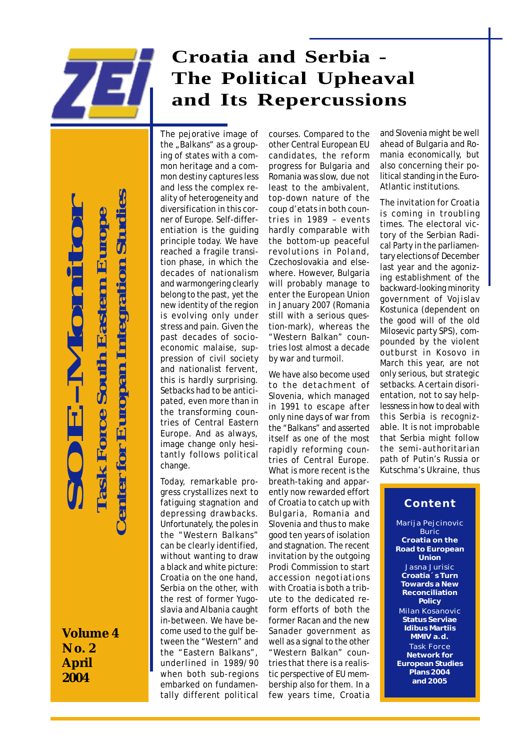# Croatia and Serbia - The Political Upheaval and Its Repercussions

**SOE-Monitor**

**Task Force South Eastern Europe**

**Center for European Integration Studies**

**Volume 4**
**No. 2**
**April 2004**

The pejorative image of the „Balkans" as a grouping of states with a common heritage and a common destiny captures less and less the complex reality of heterogeneity and diversification in this corner of Europe. Self-differentiation is the guiding principle today. We have reached a fragile transition phase, in which the decades of nationalism and warmongering clearly belong to the past, yet the new identity of the region is evolving only under stress and pain. Given the past decades of socio-economic malaise, suppression of civil society and nationalist fervent, this is hardly surprising. Setbacks had to be anticipated, even more than in the transforming countries of Central Eastern Europe. And as always, image change only hesitantly follows political change.

Today, remarkable progress crystallizes next to fatiguing stagnation and depressing drawbacks. Unfortunately, the poles in the "Western Balkans" can be clearly identified, without wanting to draw a black and white picture: Croatia on the one hand, Serbia on the other, with the rest of former Yugoslavia and Albania caught in-between. We have become used to the gulf between the "Western" and the "Eastern Balkans", underlined in 1989/90 when both sub-regions embarked on fundamentally different political courses. Compared to the other Central European EU candidates, the reform progress for Bulgaria and Romania was slow, due not least to the ambivalent, top-down nature of the coup d'etats in both countries in 1989 – events hardly comparable with the bottom-up peaceful revolutions in Poland, Czechoslovakia and elsewhere. However, Bulgaria will probably manage to enter the European Union in January 2007 (Romania still with a serious question-mark), whereas the "Western Balkan" countries lost almost a decade by war and turmoil.

We have also become used to the detachment of Slovenia, which managed in 1991 to escape after only nine days of war from the "Balkans" and asserted itself as one of the most rapidly reforming countries of Central Europe. What is more recent is the breath-taking and apparently now rewarded effort of Croatia to catch up with Bulgaria, Romania and Slovenia and thus to make good ten years of isolation and stagnation. The recent invitation by the outgoing Prodi Commission to start accession negotiations with Croatia is both a tribute to the dedicated reform efforts of both the former Racan and the new Sanader government as well as a signal to the other "Western Balkan" countries that there is a realistic perspective of EU membership also for them. In a few years time, Croatia and Slovenia might be well ahead of Bulgaria and Romania economically, but also concerning their political standing in the Euro-Atlantic institutions.

The invitation for Croatia is coming in troubling times. The electoral victory of the Serbian Radical Party in the parliamentary elections of December last year and the agonizing establishment of the backward-looking minority government of Vojislav Kostunica (dependent on the good will of the old Milosevic party SPS), compounded by the violent outburst in Kosovo in March this year, are not only serious, but strategic setbacks. A certain disorientation, not to say helplessness in how to deal with this Serbia is recognizable. It is not improbable that Serbia might follow the semi-authoritarian path of Putin's Russia or Kutschma's Ukraine, thus

## Content

Marija Pejcinovic Buric
**Croatia on the Road to European Union**

Jasna Jurisic
**Croatia´s Turn Towards a New Reconciliation Policy**

Milan Kosanovic
**Status Serviae Idibus Martiis MMIV a.d.**

Task Force
**Network for European Studies Plans 2004 and 2005**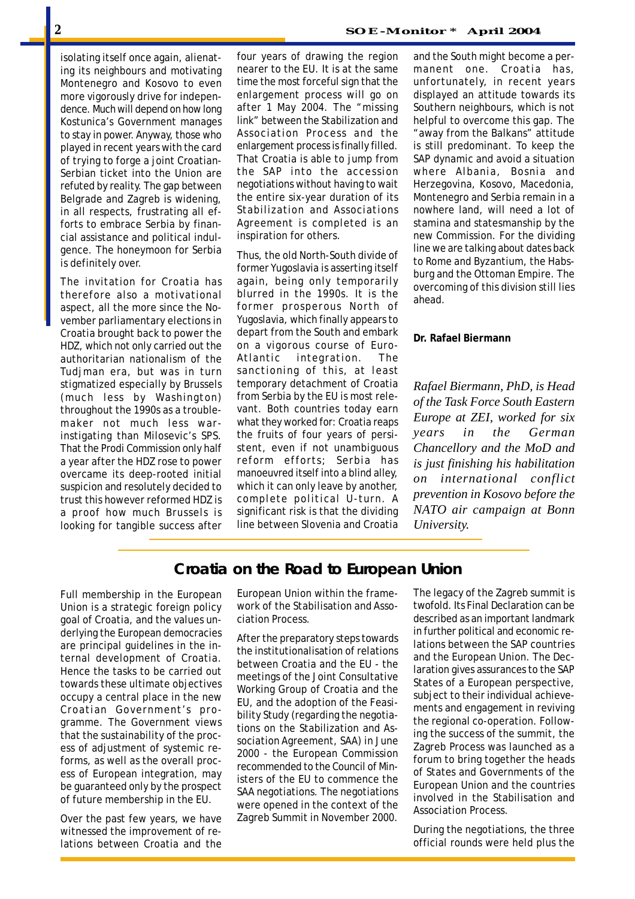isolating itself once again, alienating its neighbours and motivating Montenegro and Kosovo to even more vigorously drive for independence. Much will depend on how long Kostunica's Government manages to stay in power. Anyway, those who played in recent years with the card of trying to forge a joint Croatian-Serbian ticket into the Union are refuted by reality. The gap between Belgrade and Zagreb is widening, in all respects, frustrating all efforts to embrace Serbia by financial assistance and political indulgence. The honeymoon for Serbia is definitely over.

The invitation for Croatia has therefore also a motivational aspect, all the more since the November parliamentary elections in Croatia brought back to power the HDZ, which not only carried out the authoritarian nationalism of the Tudjman era, but was in turn stigmatized especially by Brussels (much less by Washington) throughout the 1990s as a trouble-maker not much less war-instigating than Milosevic's SPS. That the Prodi Commission only half a year after the HDZ rose to power overcame its deep-rooted initial suspicion and resolutely decided to trust this however reformed HDZ is a proof how much Brussels is looking for tangible success after four years of drawing the region nearer to the EU. It is at the same time the most forceful sign that the enlargement process will go on after 1 May 2004. The "missing link" between the Stabilization and Association Process and the enlargement process is finally filled. That Croatia is able to jump from the SAP into the accession negotiations without having to wait the entire six-year duration of its Stabilization and Associations Agreement is completed is an inspiration for others.

Thus, the old North-South divide of former Yugoslavia is asserting itself again, being only temporarily blurred in the 1990s. It is the former prosperous North of Yugoslavia, which finally appears to depart from the South and embark on a vigorous course of Euro-Atlantic integration. The sanctioning of this, at least temporary detachment of Croatia from Serbia by the EU is most relevant. Both countries today earn what they worked for: Croatia reaps the fruits of four years of persistent, even if not unambiguous reform efforts; Serbia has manoeuvred itself into a blind alley, which it can only leave by another, complete political U-turn. A significant risk is that the dividing line between Slovenia and Croatia and the South might become a permanent one. Croatia has, unfortunately, in recent years displayed an attitude towards its Southern neighbours, which is not helpful to overcome this gap. The "away from the Balkans" attitude is still predominant. To keep the SAP dynamic and avoid a situation where Albania, Bosnia and Herzegovina, Kosovo, Macedonia, Montenegro and Serbia remain in a nowhere land, will need a lot of stamina and statesmanship by the new Commission. For the dividing line we are talking about dates back to Rome and Byzantium, the Habsburg and the Ottoman Empire. The overcoming of this division still lies ahead.

**Dr. Rafael Biermann**

*Rafael Biermann, PhD, is Head of the Task Force South Eastern Europe at ZEI, worked for six years in the German Chancellory and the MoD and is just finishing his habilitation on international conflict prevention in Kosovo before the NATO air campaign at Bonn University.*

## Croatia on the Road to European Union

Full membership in the European Union is a strategic foreign policy goal of Croatia, and the values underlying the European democracies are principal guidelines in the internal development of Croatia. Hence the tasks to be carried out towards these ultimate objectives occupy a central place in the new Croatian Government's programme. The Government views that the sustainability of the process of adjustment of systemic reforms, as well as the overall process of European integration, may be guaranteed only by the prospect of future membership in the EU.

Over the past few years, we have witnessed the improvement of relations between Croatia and the European Union within the framework of the Stabilisation and Association Process.

After the preparatory steps towards the institutionalisation of relations between Croatia and the EU - the meetings of the Joint Consultative Working Group of Croatia and the EU, and the adoption of the Feasibility Study (regarding the negotiations on the Stabilization and Association Agreement, SAA) in June 2000 - the European Commission recommended to the Council of Ministers of the EU to commence the SAA negotiations. The negotiations were opened in the context of the Zagreb Summit in November 2000.

The legacy of the Zagreb summit is twofold. Its Final Declaration can be described as an important landmark in further political and economic relations between the SAP countries and the European Union. The Declaration gives assurances to the SAP States of a European perspective, subject to their individual achievements and engagement in reviving the regional co-operation. Following the success of the summit, the Zagreb Process was launched as a forum to bring together the heads of States and Governments of the European Union and the countries involved in the Stabilisation and Association Process.

During the negotiations, the three official rounds were held plus the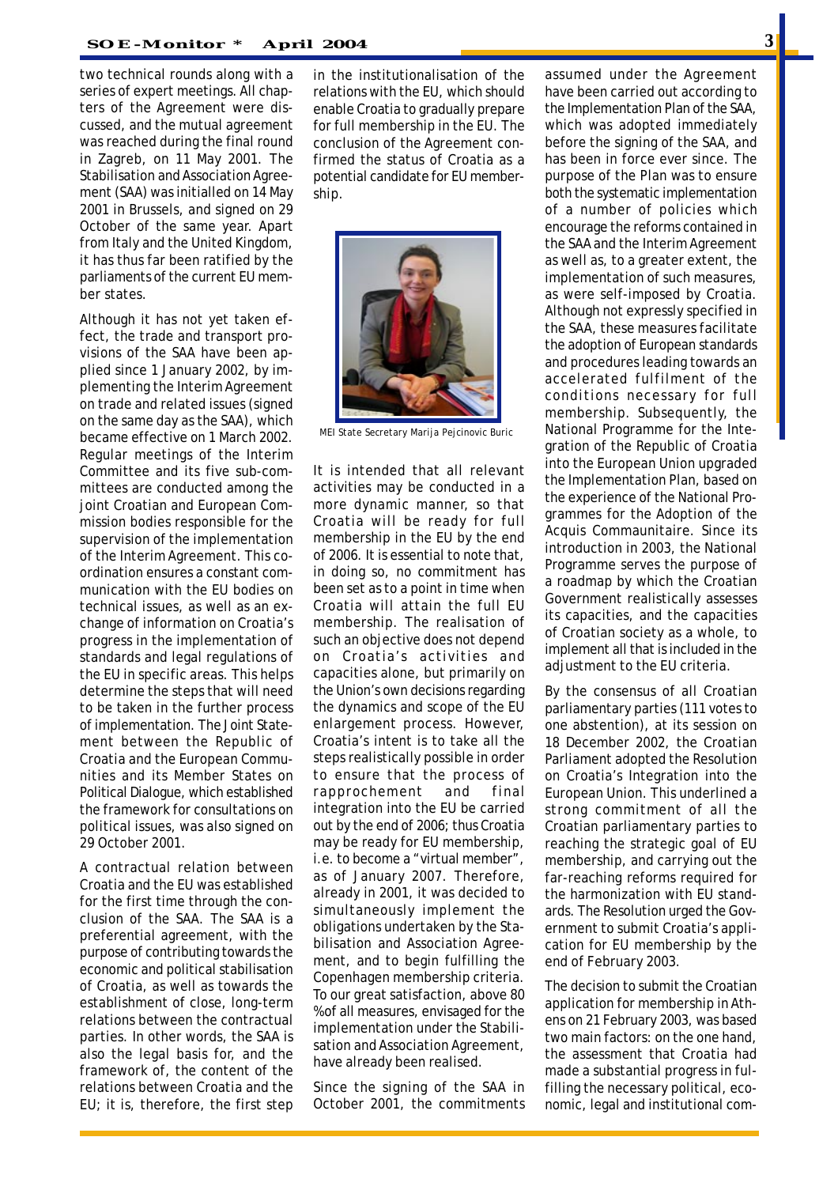two technical rounds along with a series of expert meetings. All chapters of the Agreement were discussed, and the mutual agreement was reached during the final round in Zagreb, on 11 May 2001. The Stabilisation and Association Agreement (SAA) was initialled on 14 May 2001 in Brussels, and signed on 29 October of the same year. Apart from Italy and the United Kingdom, it has thus far been ratified by the parliaments of the current EU member states.

Although it has not yet taken effect, the trade and transport provisions of the SAA have been applied since 1 January 2002, by implementing the Interim Agreement on trade and related issues (signed on the same day as the SAA), which became effective on 1 March 2002. Regular meetings of the Interim Committee and its five sub-committees are conducted among the joint Croatian and European Commission bodies responsible for the supervision of the implementation of the Interim Agreement. This coordination ensures a constant communication with the EU bodies on technical issues, as well as an exchange of information on Croatia's progress in the implementation of standards and legal regulations of the EU in specific areas. This helps determine the steps that will need to be taken in the further process of implementation. The Joint Statement between the Republic of Croatia and the European Communities and its Member States on Political Dialogue, which established the framework for consultations on political issues, was also signed on 29 October 2001.

A contractual relation between Croatia and the EU was established for the first time through the conclusion of the SAA. The SAA is a preferential agreement, with the purpose of contributing towards the economic and political stabilisation of Croatia, as well as towards the establishment of close, long-term relations between the contractual parties. In other words, the SAA is also the legal basis for, and the framework of, the content of the relations between Croatia and the EU; it is, therefore, the first step in the institutionalisation of the relations with the EU, which should enable Croatia to gradually prepare for full membership in the EU. The conclusion of the Agreement confirmed the status of Croatia as a potential candidate for EU membership.

MEI State Secretary Marija Pejcinovic Buric

It is intended that all relevant activities may be conducted in a more dynamic manner, so that Croatia will be ready for full membership in the EU by the end of 2006. It is essential to note that, in doing so, no commitment has been set as to a point in time when Croatia will attain the full EU membership. The realisation of such an objective does not depend on Croatia's activities and capacities alone, but primarily on the Union's own decisions regarding the dynamics and scope of the EU enlargement process. However, Croatia's intent is to take all the steps realistically possible in order to ensure that the process of rapprochement and final integration into the EU be carried out by the end of 2006; thus Croatia may be ready for EU membership, i.e. to become a "virtual member", as of January 2007. Therefore, already in 2001, it was decided to simultaneously implement the obligations undertaken by the Stabilisation and Association Agreement, and to begin fulfilling the Copenhagen membership criteria. To our great satisfaction, above 80 %of all measures, envisaged for the implementation under the Stabilisation and Association Agreement, have already been realised.

Since the signing of the SAA in October 2001, the commitments assumed under the Agreement have been carried out according to the Implementation Plan of the SAA, which was adopted immediately before the signing of the SAA, and has been in force ever since. The purpose of the Plan was to ensure both the systematic implementation of a number of policies which encourage the reforms contained in the SAA and the Interim Agreement as well as, to a greater extent, the implementation of such measures, as were self-imposed by Croatia. Although not expressly specified in the SAA, these measures facilitate the adoption of European standards and procedures leading towards an accelerated fulfilment of the conditions necessary for full membership. Subsequently, the National Programme for the Integration of the Republic of Croatia into the European Union upgraded the Implementation Plan, based on the experience of the National Programmes for the Adoption of the Acquis Communautaire. Since its introduction in 2003, the National Programme serves the purpose of a roadmap by which the Croatian Government realistically assesses its capacities, and the capacities of Croatian society as a whole, to implement all that is included in the adjustment to the EU criteria.

By the consensus of all Croatian parliamentary parties (111 votes to one abstention), at its session on 18 December 2002, the Croatian Parliament adopted the Resolution on Croatia's Integration into the European Union. This underlined a strong commitment of all the Croatian parliamentary parties to reaching the strategic goal of EU membership, and carrying out the far-reaching reforms required for the harmonization with EU standards. The Resolution urged the Government to submit Croatia's application for EU membership by the end of February 2003.

The decision to submit the Croatian application for membership in Athens on 21 February 2003, was based two main factors: on the one hand, the assessment that Croatia had made a substantial progress in fulfilling the necessary political, economic, legal and institutional com-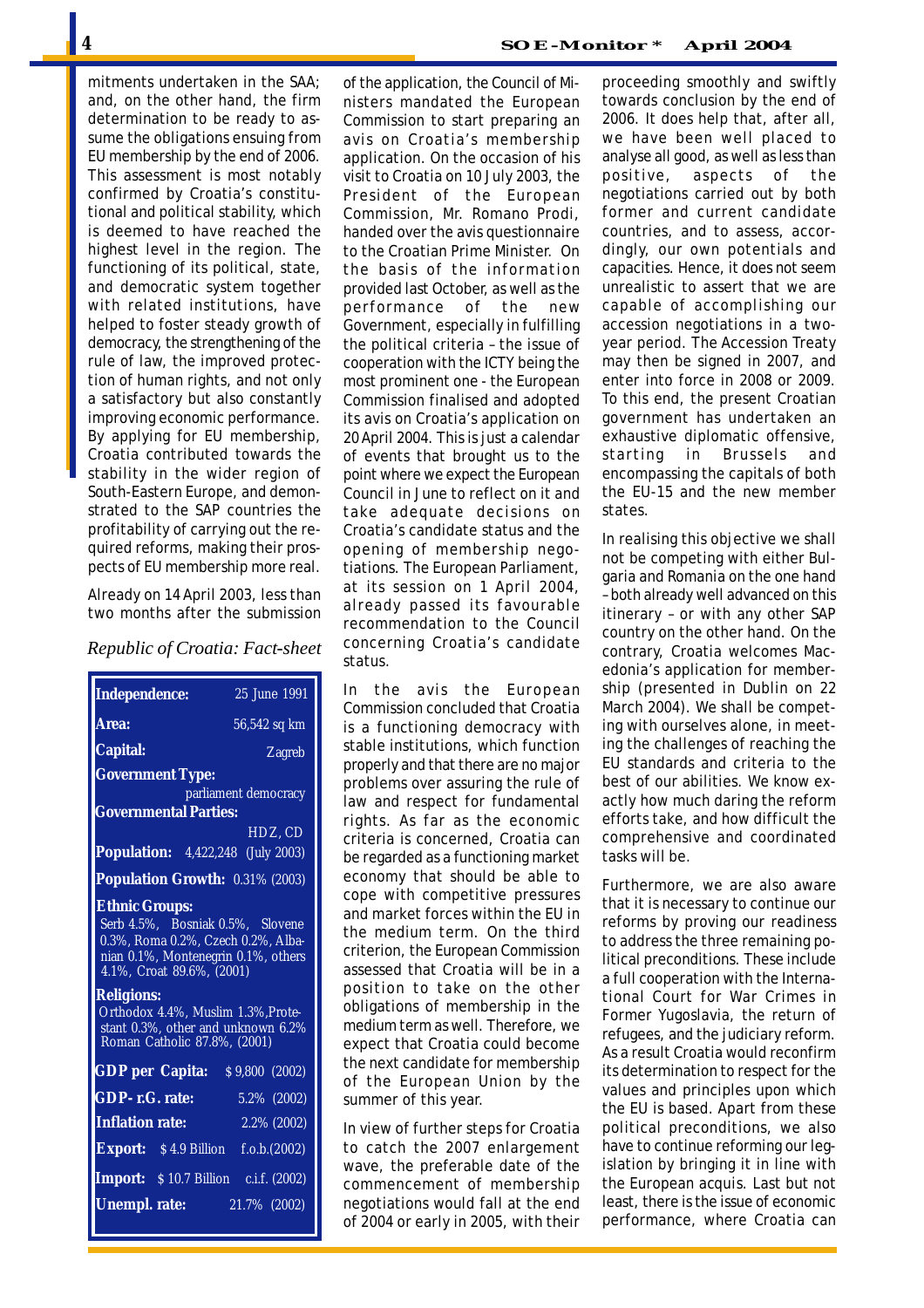mitments undertaken in the SAA; and, on the other hand, the firm determination to be ready to assume the obligations ensuing from EU membership by the end of 2006. This assessment is most notably confirmed by Croatia's constitutional and political stability, which is deemed to have reached the highest level in the region. The functioning of its political, state, and democratic system together with related institutions, have helped to foster steady growth of democracy, the strengthening of the rule of law, the improved protection of human rights, and not only a satisfactory but also constantly improving economic performance. By applying for EU membership, Croatia contributed towards the stability in the wider region of South-Eastern Europe, and demonstrated to the SAP countries the profitability of carrying out the required reforms, making their prospects of EU membership more real.

Already on 14 April 2003, less than two months after the submission of the application, the Council of Ministers mandated the European Commission to start preparing an avis on Croatia's membership application. On the occasion of his visit to Croatia on 10 July 2003, the President of the European Commission, Mr. Romano Prodi, handed over the avis questionnaire to the Croatian Prime Minister. On the basis of the information provided last October, as well as the performance of the new Government, especially in fulfilling the political criteria – the issue of cooperation with the ICTY being the most prominent one - the European Commission finalised and adopted its avis on Croatia's application on 20 April 2004. This is just a calendar of events that brought us to the point where we expect the European Council in June to reflect on it and take adequate decisions on Croatia's candidate status and the opening of membership negotiations. The European Parliament, at its session on 1 April 2004, already passed its favourable recommendation to the Council concerning Croatia's candidate status.

*Republic of Croatia: Fact-sheet*

| | |
|---|---|
| **Independence:** | 25 June 1991 |
| **Area:** | 56,542 sq km |
| **Capital:** | Zagreb |
| **Government Type:** | parliament democracy |
| **Governmental Parties:** | HDZ, CD |
| **Population:** | 4,422,248 (July 2003) |
| **Population Growth:** | 0.31% (2003) |
| **Ethnic Groups:** | Serb 4.5%, Bosniak 0.5%, Slovene 0.3%, Roma 0.2%, Czech 0.2%, Albanian 0.1%, Montenegrin 0.1%, others 4.1%, Croat 89.6%, (2001) |
| **Religions:** | Orthodox 4.4%, Muslim 1.3%, Protestant 0.3%, other and unknown 6.2% Roman Catholic 87.8%, (2001) |
| **GDP per Capita:** | $ 9,800 (2002) |
| **GDP- r.G. rate:** | 5.2% (2002) |
| **Inflation rate:** | 2.2% (2002) |
| **Export:** | $ 4.9 Billion f.o.b.(2002) |
| **Import:** | $ 10.7 Billion c.i.f. (2002) |
| **Unempl. rate:** | 21.7% (2002) |

In the avis the European Commission concluded that Croatia is a functioning democracy with stable institutions, which function properly and that there are no major problems over assuring the rule of law and respect for fundamental rights. As far as the economic criteria is concerned, Croatia can be regarded as a functioning market economy that should be able to cope with competitive pressures and market forces within the EU in the medium term. On the third criterion, the European Commission assessed that Croatia will be in a position to take on the other obligations of membership in the medium term as well. Therefore, we expect that Croatia could become the next candidate for membership of the European Union by the summer of this year.

In view of further steps for Croatia to catch the 2007 enlargement wave, the preferable date of the commencement of membership negotiations would fall at the end of 2004 or early in 2005, with their proceeding smoothly and swiftly towards conclusion by the end of 2006. It does help that, after all, we have been well placed to analyse all good, as well as less than positive, aspects of the negotiations carried out by both former and current candidate countries, and to assess, accordingly, our own potentials and capacities. Hence, it does not seem unrealistic to assert that we are capable of accomplishing our accession negotiations in a two-year period. The Accession Treaty may then be signed in 2007, and enter into force in 2008 or 2009. To this end, the present Croatian government has undertaken an exhaustive diplomatic offensive, starting in Brussels and encompassing the capitals of both the EU-15 and the new member states.

In realising this objective we shall not be competing with either Bulgaria and Romania on the one hand – both already well advanced on this itinerary – or with any other SAP country on the other hand. On the contrary, Croatia welcomes Macedonia's application for membership (presented in Dublin on 22 March 2004). We shall be competing with ourselves alone, in meeting the challenges of reaching the EU standards and criteria to the best of our abilities. We know exactly how much daring the reform efforts take, and how difficult the comprehensive and coordinated tasks will be.

Furthermore, we are also aware that it is necessary to continue our reforms by proving our readiness to address the three remaining political preconditions. These include a full cooperation with the International Court for War Crimes in Former Yugoslavia, the return of refugees, and the judiciary reform. As a result Croatia would reconfirm its determination to respect for the values and principles upon which the EU is based. Apart from these political preconditions, we also have to continue reforming our legislation by bringing it in line with the European acquis. Last but not least, there is the issue of economic performance, where Croatia can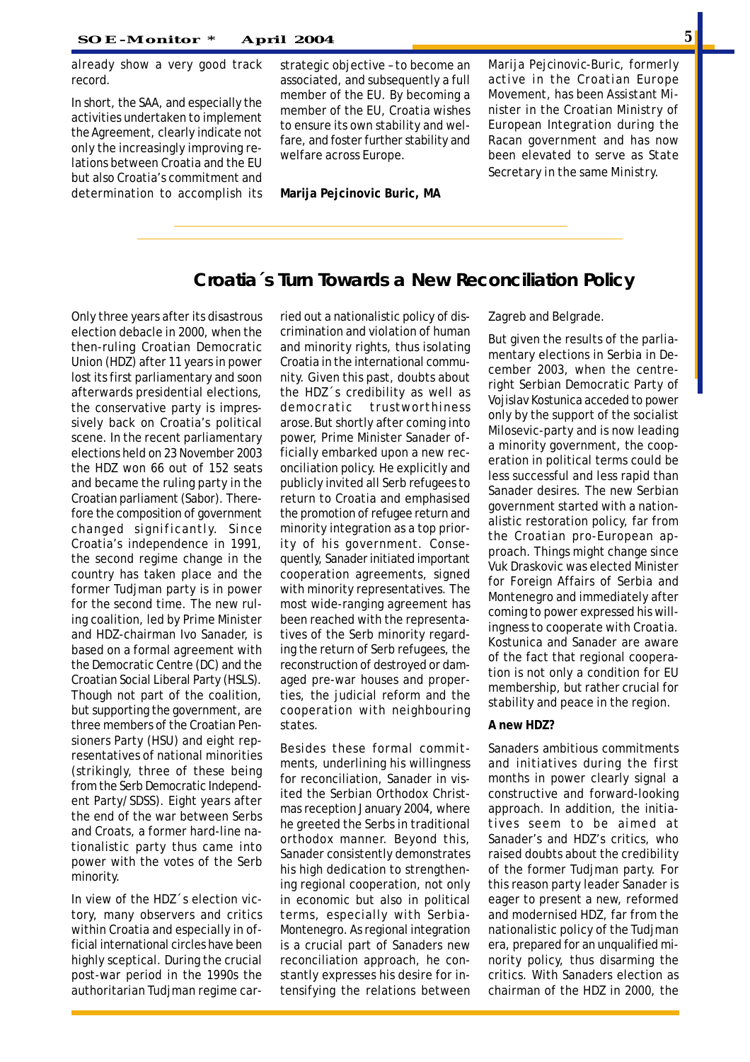already show a very good track record.

In short, the SAA, and especially the activities undertaken to implement the Agreement, clearly indicate not only the increasingly improving relations between Croatia and the EU but also Croatia's commitment and determination to accomplish its strategic objective – to become an associated, and subsequently a full member of the EU. By becoming a member of the EU, Croatia wishes to ensure its own stability and welfare, and foster further stability and welfare across Europe.

**Marija Pejcinovic Buric, MA**

*Marija Pejcinovic-Buric, formerly active in the Croatian Europe Movement, has been Assistant Minister in the Croatian Ministry of European Integration during the Racan government and has now been elevated to serve as State Secretary in the same Ministry.*

## Croatia´s Turn Towards a New Reconciliation Policy

Only three years after its disastrous election debacle in 2000, when the then-ruling Croatian Democratic Union (HDZ) after 11 years in power lost its first parliamentary and soon afterwards presidential elections, the conservative party is impressively back on Croatia's political scene. In the recent parliamentary elections held on 23 November 2003 the HDZ won 66 out of 152 seats and became the ruling party in the Croatian parliament (Sabor). Therefore the composition of government changed significantly. Since Croatia's independence in 1991, the second regime change in the country has taken place and the former Tudjman party is in power for the second time. The new ruling coalition, led by Prime Minister and HDZ-chairman Ivo Sanader, is based on a formal agreement with the Democratic Centre (DC) and the Croatian Social Liberal Party (HSLS). Though not part of the coalition, but supporting the government, are three members of the Croatian Pensioners Party (HSU) and eight representatives of national minorities (strikingly, three of these being from the Serb Democratic Independent Party/SDSS). Eight years after the end of the war between Serbs and Croats, a former hard-line nationalistic party thus came into power with the votes of the Serb minority.

In view of the HDZ´s election victory, many observers and critics within Croatia and especially in official international circles have been highly sceptical. During the crucial post-war period in the 1990s the authoritarian Tudjman regime carried out a nationalistic policy of discrimination and violation of human and minority rights, thus isolating Croatia in the international community. Given this past, doubts about the HDZ´s credibility as well as democratic trustworthiness arose. But shortly after coming into power, Prime Minister Sanader officially embarked upon a new reconciliation policy. He explicitly and publicly invited all Serb refugees to return to Croatia and emphasised the promotion of refugee return and minority integration as a top priority of his government. Consequently, Sanader initiated important cooperation agreements, signed with minority representatives. The most wide-ranging agreement has been reached with the representatives of the Serb minority regarding the return of Serb refugees, the reconstruction of destroyed or damaged pre-war houses and properties, the judicial reform and the cooperation with neighbouring states.

Besides these formal commitments, underlining his willingness for reconciliation, Sanader in visited the Serbian Orthodox Christmas reception January 2004, where he greeted the Serbs in traditional orthodox manner. Beyond this, Sanader consistently demonstrates his high dedication to strengthening regional cooperation, not only in economic but also in political terms, especially with Serbia-Montenegro. As regional integration is a crucial part of Sanaders new reconciliation approach, he constantly expresses his desire for intensifying the relations between Zagreb and Belgrade.

But given the results of the parliamentary elections in Serbia in December 2003, when the centre-right Serbian Democratic Party of Vojislav Kostunica acceded to power only by the support of the socialist Milosevic-party and is now leading a minority government, the cooperation in political terms could be less successful and less rapid than Sanader desires. The new Serbian government started with a nationalistic restoration policy, far from the Croatian pro-European approach. Things might change since Vuk Draskovic was elected Minister for Foreign Affairs of Serbia and Montenegro and immediately after coming to power expressed his willingness to cooperate with Croatia. Kostunica and Sanader are aware of the fact that regional cooperation is not only a condition for EU membership, but rather crucial for stability and peace in the region.

**A new HDZ?**

Sanaders ambitious commitments and initiatives during the first months in power clearly signal a constructive and forward-looking approach. In addition, the initiatives seem to be aimed at Sanader's and HDZ's critics, who raised doubts about the credibility of the former Tudjman party. For this reason party leader Sanader is eager to present a new, reformed and modernised HDZ, far from the nationalistic policy of the Tudjman era, prepared for an unqualified minority policy, thus disarming the critics. With Sanaders election as chairman of the HDZ in 2000, the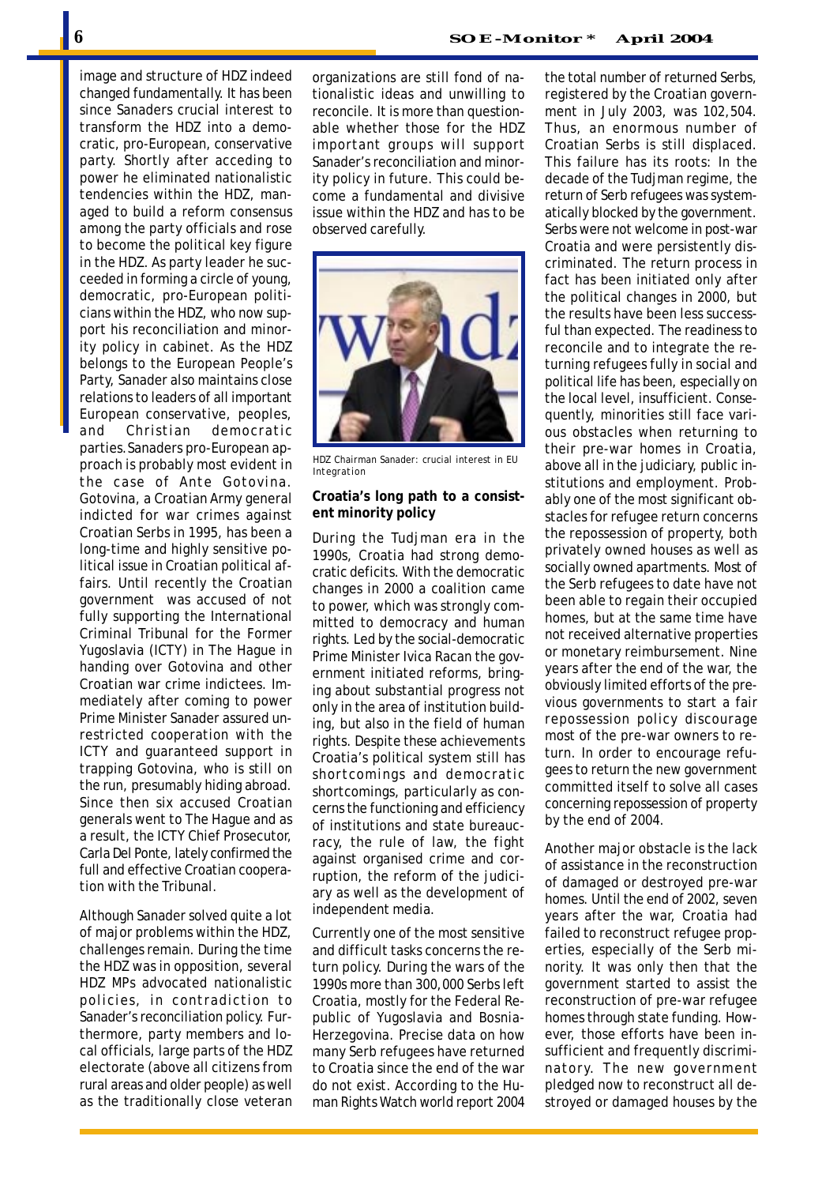image and structure of HDZ indeed changed fundamentally. It has been since Sanaders crucial interest to transform the HDZ into a democratic, pro-European, conservative party. Shortly after acceding to power he eliminated nationalistic tendencies within the HDZ, managed to build a reform consensus among the party officials and rose to become the political key figure in the HDZ. As party leader he succeeded in forming a circle of young, democratic, pro-European politicians within the HDZ, who now support his reconciliation and minority policy in cabinet. As the HDZ belongs to the European People's Party, Sanader also maintains close relations to leaders of all important European conservative, peoples, and Christian democratic parties. Sanaders pro-European approach is probably most evident in the case of Ante Gotovina. Gotovina, a Croatian Army general indicted for war crimes against Croatian Serbs in 1995, has been a long-time and highly sensitive political issue in Croatian political affairs. Until recently the Croatian government was accused of not fully supporting the International Criminal Tribunal for the Former Yugoslavia (ICTY) in The Hague in handing over Gotovina and other Croatian war crime indictees. Immediately after coming to power Prime Minister Sanader assured unrestricted cooperation with the ICTY and guaranteed support in trapping Gotovina, who is still on the run, presumably hiding abroad. Since then six accused Croatian generals went to The Hague and as a result, the ICTY Chief Prosecutor, Carla Del Ponte, lately confirmed the full and effective Croatian cooperation with the Tribunal.

Although Sanader solved quite a lot of major problems within the HDZ, challenges remain. During the time the HDZ was in opposition, several HDZ MPs advocated nationalistic policies, in contradiction to Sanader's reconciliation policy. Furthermore, party members and local officials, large parts of the HDZ electorate (above all citizens from rural areas and older people) as well as the traditionally close veteran organizations are still fond of nationalistic ideas and unwilling to reconcile. It is more than questionable whether those for the HDZ important groups will support Sanader's reconciliation and minority policy in future. This could become a fundamental and divisive issue within the HDZ and has to be observed carefully.

HDZ Chairman Sanader: crucial interest in EU Integration

**Croatia's long path to a consistent minority policy**

During the Tudjman era in the 1990s, Croatia had strong democratic deficits. With the democratic changes in 2000 a coalition came to power, which was strongly committed to democracy and human rights. Led by the social-democratic Prime Minister Ivica Racan the government initiated reforms, bringing about substantial progress not only in the area of institution building, but also in the field of human rights. Despite these achievements Croatia's political system still has shortcomings and democratic shortcomings, particularly as concerns the functioning and efficiency of institutions and state bureaucracy, the rule of law, the fight against organised crime and corruption, the reform of the judiciary as well as the development of independent media.

Currently one of the most sensitive and difficult tasks concerns the return policy. During the wars of the 1990s more than 300,000 Serbs left Croatia, mostly for the Federal Republic of Yugoslavia and Bosnia-Herzegovina. Precise data on how many Serb refugees have returned to Croatia since the end of the war do not exist. According to the Human Rights Watch world report 2004 the total number of returned Serbs, registered by the Croatian government in July 2003, was 102,504. Thus, an enormous number of Croatian Serbs is still displaced. This failure has its roots: In the decade of the Tudjman regime, the return of Serb refugees was systematically blocked by the government. Serbs were not welcome in post-war Croatia and were persistently discriminated. The return process in fact has been initiated only after the political changes in 2000, but the results have been less successful than expected. The readiness to reconcile and to integrate the returning refugees fully in social and political life has been, especially on the local level, insufficient. Consequently, minorities still face various obstacles when returning to their pre-war homes in Croatia, above all in the judiciary, public institutions and employment. Probably one of the most significant obstacles for refugee return concerns the repossession of property, both privately owned houses as well as socially owned apartments. Most of the Serb refugees to date have not been able to regain their occupied homes, but at the same time have not received alternative properties or monetary reimbursement. Nine years after the end of the war, the obviously limited efforts of the previous governments to start a fair repossession policy discourage most of the pre-war owners to return. In order to encourage refugees to return the new government committed itself to solve all cases concerning repossession of property by the end of 2004.

Another major obstacle is the lack of assistance in the reconstruction of damaged or destroyed pre-war homes. Until the end of 2002, seven years after the war, Croatia had failed to reconstruct refugee properties, especially of the Serb minority. It was only then that the government started to assist the reconstruction of pre-war refugee homes through state funding. However, those efforts have been insufficient and frequently discriminatory. The new government pledged now to reconstruct all destroyed or damaged houses by the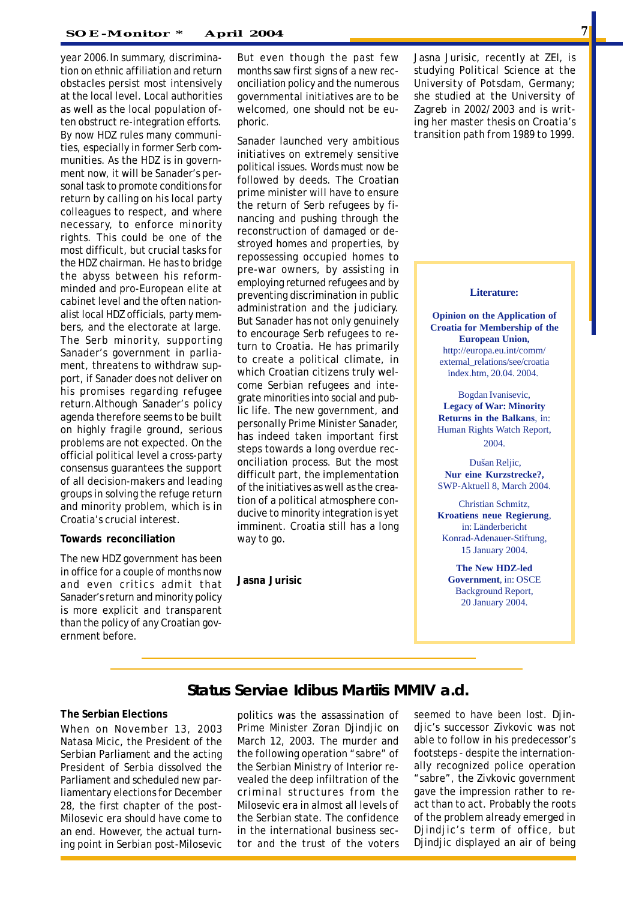year 2006. In summary, discrimination on ethnic affiliation and return obstacles persist most intensively at the local level. Local authorities as well as the local population often obstruct re-integration efforts. By now HDZ rules many communities, especially in former Serb communities. As the HDZ is in government now, it will be Sanader's personal task to promote conditions for return by calling on his local party colleagues to respect, and where necessary, to enforce minority rights. This could be one of the most difficult, but crucial tasks for the HDZ chairman. He has to bridge the abyss between his reform-minded and pro-European elite at cabinet level and the often nationalist local HDZ officials, party members, and the electorate at large. The Serb minority, supporting Sanader's government in parliament, threatens to withdraw support, if Sanader does not deliver on his promises regarding refugee return. Although Sanader's policy agenda therefore seems to be built on highly fragile ground, serious problems are not expected. On the official political level a cross-party consensus guarantees the support of all decision-makers and leading groups in solving the refuge return and minority problem, which is in Croatia's crucial interest.

**Towards reconciliation**

The new HDZ government has been in office for a couple of months now and even critics admit that Sanader's return and minority policy is more explicit and transparent than the policy of any Croatian government before.

But even though the past few months saw first signs of a new reconciliation policy and the numerous governmental initiatives are to be welcomed, one should not be euphoric.

Sanader launched very ambitious initiatives on extremely sensitive political issues. Words must now be followed by deeds. The Croatian prime minister will have to ensure the return of Serb refugees by financing and pushing through the reconstruction of damaged or destroyed homes and properties, by repossessing occupied homes to pre-war owners, by assisting in employing returned refugees and by preventing discrimination in public administration and the judiciary. But Sanader has not only genuinely to encourage Serb refugees to return to Croatia. He has primarily to create a political climate, in which Croatian citizens truly welcome Serbian refugees and integrate minorities into social and public life. The new government, and personally Prime Minister Sanader, has indeed taken important first steps towards a long overdue reconciliation process. But the most difficult part, the implementation of the initiatives as well as the creation of a political atmosphere conducive to minority integration is yet imminent. Croatia still has a long way to go.

**Jasna Jurisic**

Jasna Jurisic, recently at ZEI, is studying Political Science at the University of Potsdam, Germany; she studied at the University of Zagreb in 2002/2003 and is writing her master thesis on Croatia's transition path from 1989 to 1999.

**Literature:**

**Opinion on the Application of Croatia for Membership of the European Union,** http://europa.eu.int/comm/external_relations/see/croatia index.htm, 20.04. 2004.

Bogdan Ivanisevic, **Legacy of War: Minority Returns in the Balkans**, in: Human Rights Watch Report, 2004.

Dušan Reljic, **Nur eine Kurzstrecke?,** SWP-Aktuell 8, March 2004.

Christian Schmitz, **Kroatiens neue Regierung**, in: Länderbericht Konrad-Adenauer-Stiftung, 15 January 2004.

**The New HDZ-led Government**, in: OSCE Background Report, 20 January 2004.

## Status Serviae Idibus Martiis MMIV a.d.

**The Serbian Elections**

When on November 13, 2003 Natasa Micic, the President of the Serbian Parliament and the acting President of Serbia dissolved the Parliament and scheduled new parliamentary elections for December 28, the first chapter of the post-Milosevic era should have come to an end. However, the actual turning point in Serbian post-Milosevic politics was the assassination of Prime Minister Zoran Djindjic on March 12, 2003. The murder and the following operation "sabre" of the Serbian Ministry of Interior revealed the deep infiltration of the criminal structures from the Milosevic era in almost all levels of the Serbian state. The confidence in the international business sector and the trust of the voters seemed to have been lost. Djindjic's successor Zivkovic was not able to follow in his predecessor's footsteps - despite the internationally recognized police operation "sabre", the Zivkovic government gave the impression rather to react than to act. Probably the roots of the problem already emerged in Djindjic's term of office, but Djindjic displayed an air of being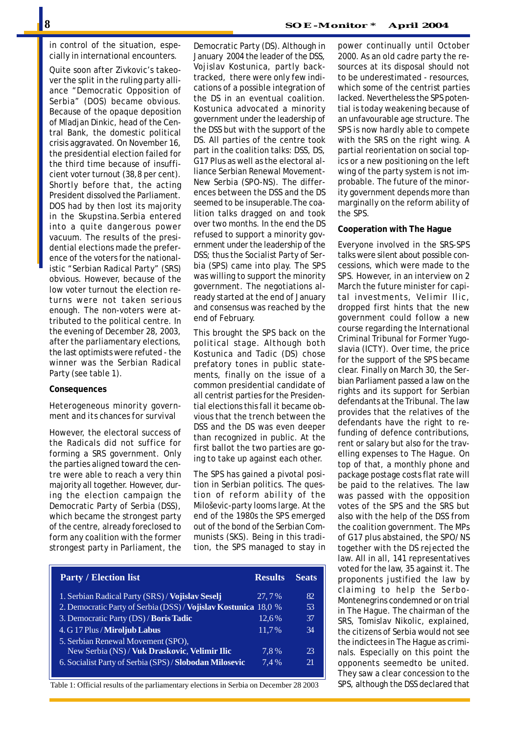in control of the situation, especially in international encounters.

Quite soon after Zivkovic's takeover the split in the ruling party alliance "Democratic Opposition of Serbia" (DOS) became obvious. Because of the opaque deposition of Mladjan Dinkic, head of the Central Bank, the domestic political crisis aggravated. On November 16, the presidential election failed for the third time because of insufficient voter turnout (38,8 per cent). Shortly before that, the acting President dissolved the Parliament. DOS had by then lost its majority in the Skupstina. Serbia entered into a quite dangerous power vacuum. The results of the presidential elections made the preference of the voters for the nationalistic "Serbian Radical Party" (SRS) obvious. However, because of the low voter turnout the election returns were not taken serious enough. The non-voters were attributed to the political centre. In the evening of December 28, 2003, after the parliamentary elections, the last optimists were refuted - the winner was the Serbian Radical Party (see table 1).

**Consequences**

Heterogeneous minority government and its chances for survival

However, the electoral success of the Radicals did not suffice for forming a SRS government. Only the parties aligned toward the centre were able to reach a very thin majority all together. However, during the election campaign the Democratic Party of Serbia (DSS), which became the strongest party of the centre, already foreclosed to form any coalition with the former strongest party in Parliament, the Democratic Party (DS). Although in January 2004 the leader of the DSS, Vojislav Kostunica, partly backtracked, there were only few indications of a possible integration of the DS in an eventual coalition. Kostunica advocated a minority government under the leadership of the DSS but with the support of the DS. All parties of the centre took part in the coalition talks: DSS, DS, G17 Plus as well as the electoral alliance Serbian Renewal Movement-New Serbia (SPO-NS). The differences between the DSS and the DS seemed to be insuperable. The coalition talks dragged on and took over two months. In the end the DS refused to support a minority government under the leadership of the DSS; thus the Socialist Party of Serbia (SPS) came into play. The SPS was willing to support the minority government. The negotiations already started at the end of January and consensus was reached by the end of February.

This brought the SPS back on the political stage. Although both Kostunica and Tadic (DS) chose prefatory tones in public statements, finally on the issue of a common presidential candidate of all centrist parties for the Presidential elections this fall it became obvious that the trench between the DSS and the DS was even deeper than recognized in public. At the first ballot the two parties are going to take up against each other.

The SPS has gained a pivotal position in Serbian politics. The question of reform ability of the Miloševic-party looms large. At the end of the 1980s the SPS emerged out of the bond of the Serbian Communists (SKS). Being in this tradition, the SPS managed to stay in power continually until October 2000. As an old cadre party the resources at its disposal should not to be underestimated - resources, which some of the centrist parties lacked. Nevertheless the SPS potential is today weakening because of an unfavourable age structure. The SPS is now hardly able to compete with the SRS on the right wing. A partial reorientation on social topics or a new positioning on the left wing of the party system is not improbable. The future of the minority government depends more than marginally on the reform ability of the SPS.

**Cooperation with The Hague**

Everyone involved in the SRS-SPS talks were silent about possible concessions, which were made to the SPS. However, in an interview on 2 March the future minister for capital investments, Velimir Ilic, dropped first hints that the new government could follow a new course regarding the International Criminal Tribunal for Former Yugoslavia (ICTY). Over time, the price for the support of the SPS became clear. Finally on March 30, the Serbian Parliament passed a law on the rights and its support for Serbian defendants at the Tribunal. The law provides that the relatives of the defendants have the right to refunding of defence contributions, rent or salary but also for the travelling expenses to The Hague. On top of that, a monthly phone and package postage costs flat rate will be paid to the relatives. The law was passed with the opposition votes of the SPS and the SRS but also with the help of the DSS from the coalition government. The MPs of G17 plus abstained, the SPO/NS together with the DS rejected the law. All in all, 141 representatives voted for the law, 35 against it. The proponents justified the law by claiming to help the Serbo-Montenegrins condemned or on trial in The Hague. The chairman of the SRS, Tomislav Nikolic, explained, the citizens of Serbia would not see the indictees in The Hague as criminals. Especially on this point the opponents seemedto be united. They saw a clear concession to the SPS, although the DSS declared that

| Party / Election list | Results | Seats |
|---|---|---|
| 1. Serbian Radical Party (SRS) / **Vojislav Seselj** | 27,7 % | 82 |
| 2. Democratic Party of Serbia (DSS) / **Vojislav Kostunica** | 18,0 % | 53 |
| 3. Democratic Party (DS) / **Boris Tadic** | 12,6 % | 37 |
| 4. G 17 Plus / **Miroljub Labus** | 11,7 % | 34 |
| 5. Serbian Renewal Movement (SPO), New Serbia (NS) / **Vuk Draskovic**, **Velimir Ilic** | 7,8 % | 23 |
| 6. Socialist Party of Serbia (SPS) / **Slobodan Milosevic** | 7,4 % | 21 |

Table 1: Official results of the parliamentary elections in Serbia on December 28 2003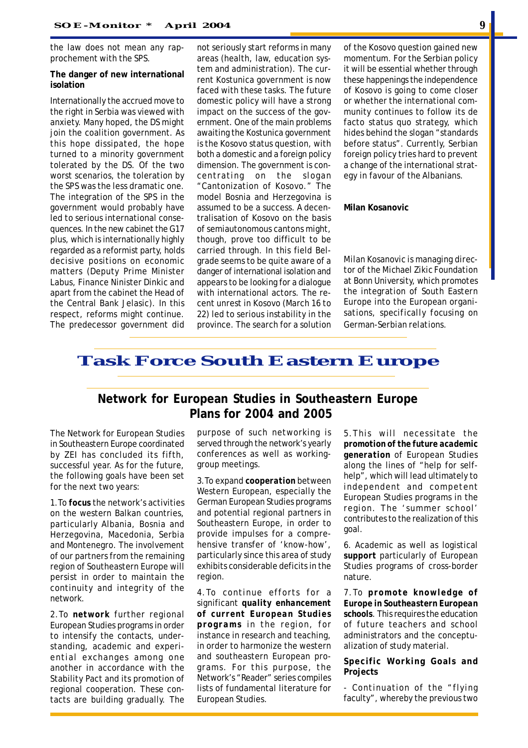the law does not mean any rapprochement with the SPS.

**The danger of new international isolation**

Internationally the accrued move to the right in Serbia was viewed with anxiety. Many hoped, the DS might join the coalition government. As this hope dissipated, the hope turned to a minority government tolerated by the DS. Of the two worst scenarios, the toleration by the SPS was the less dramatic one. The integration of the SPS in the government would probably have led to serious international consequences. In the new cabinet the G17 plus, which is internationally highly regarded as a reformist party, holds decisive positions on economic matters (Deputy Prime Minister Labus, Finance Minister Dinkic and apart from the cabinet the Head of the Central Bank Jelasic). In this respect, reforms might continue. The predecessor government did not seriously start reforms in many areas (health, law, education system and administration). The current Kostunica government is now faced with these tasks. The future domestic policy will have a strong impact on the success of the government. One of the main problems awaiting the Kostunica government is the Kosovo status question, with both a domestic and a foreign policy dimension. The government is concentrating on the slogan "Cantonization of Kosovo." The model Bosnia and Herzegovina is assumed to be a success. A decentralisation of Kosovo on the basis of semiautonomous cantons might, though, prove too difficult to be carried through. In this field Belgrade seems to be quite aware of a danger of international isolation and appears to be looking for a dialogue with international actors. The recent unrest in Kosovo (March 16 to 22) led to serious instability in the province. The search for a solution of the Kosovo question gained new momentum. For the Serbian policy it will be essential whether through these happenings the independence of Kosovo is going to come closer or whether the international community continues to follow its de facto status quo strategy, which hides behind the slogan "standards before status". Currently, Serbian foreign policy tries hard to prevent a change of the international strategy in favour of the Albanians.

**Milan Kosanovic**

Milan Kosanovic is managing director of the Michael Zikic Foundation at Bonn University, which promotes the integration of South Eastern Europe into the European organisations, specifically focusing on German-Serbian relations.

# Task Force South Eastern Europe

## Network for European Studies in Southeastern Europe Plans for 2004 and 2005

The Network for European Studies in Southeastern Europe coordinated by ZEI has concluded its fifth, successful year. As for the future, the following goals have been set for the next two years:

1. To **focus** the network's activities on the western Balkan countries, particularly Albania, Bosnia and Herzegovina, Macedonia, Serbia and Montenegro. The involvement of our partners from the remaining region of Southeastern Europe will persist in order to maintain the continuity and integrity of the network.

2. To **network** further regional European Studies programs in order to intensify the contacts, understanding, academic and experiential exchanges among one another in accordance with the Stability Pact and its promotion of regional cooperation. These contacts are building gradually. The purpose of such networking is served through the network's yearly conferences as well as working-group meetings.

3. To expand **cooperation** between Western European, especially the German European Studies programs and potential regional partners in Southeastern Europe, in order to provide impulses for a comprehensive transfer of 'know-how', particularly since this area of study exhibits considerable deficits in the region.

4. To continue efforts for a significant **quality enhancement of current European Studies programs** in the region, for instance in research and teaching, in order to harmonize the western and southeastern European programs. For this purpose, the Network's "Reader" series compiles lists of fundamental literature for European Studies.

5. This will necessitate the **promotion of the future academic generation** of European Studies along the lines of "help for self-help", which will lead ultimately to independent and competent European Studies programs in the region. The 'summer school' contributes to the realization of this goal.

6. Academic as well as logistical **support** particularly of European Studies programs of cross-border nature.

7. To **promote knowledge of Europe in Southeastern European schools**. This requires the education of future teachers and school administrators and the conceptualization of study material.

**Specific Working Goals and Projects**

- Continuation of the "flying faculty", whereby the previous two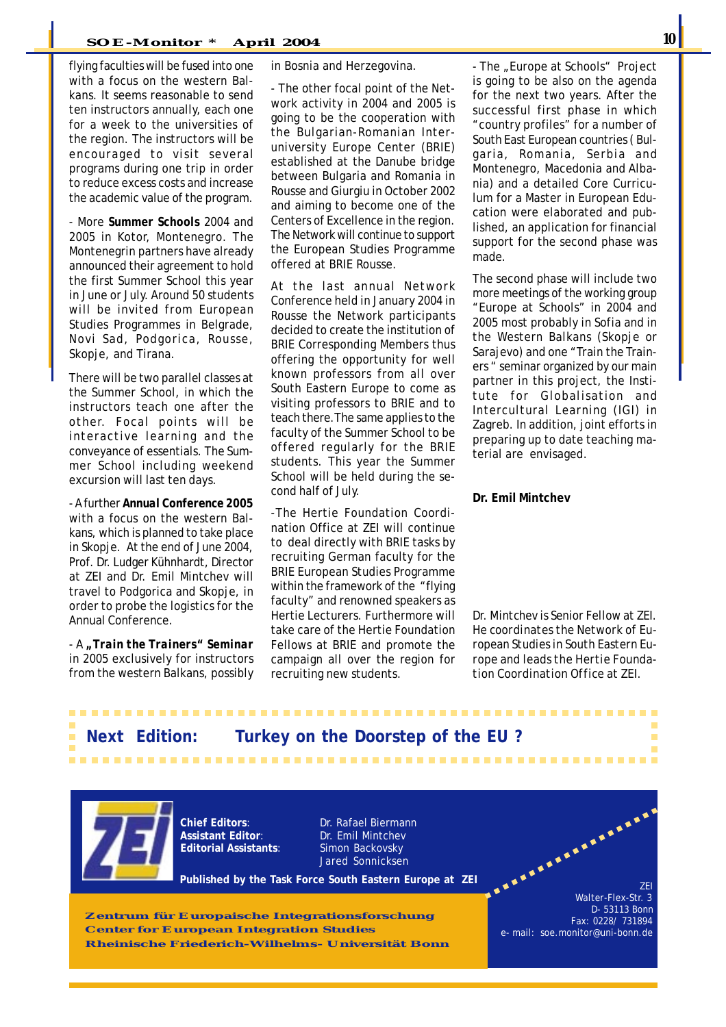flying faculties will be fused into one with a focus on the western Balkans. It seems reasonable to send ten instructors annually, each one for a week to the universities of the region. The instructors will be encouraged to visit several programs during one trip in order to reduce excess costs and increase the academic value of the program.

- More **Summer Schools** 2004 and 2005 in Kotor, Montenegro. The Montenegrin partners have already announced their agreement to hold the first Summer School this year in June or July. Around 50 students will be invited from European Studies Programmes in Belgrade, Novi Sad, Podgorica, Rousse, Skopje, and Tirana.

There will be two parallel classes at the Summer School, in which the instructors teach one after the other. Focal points will be interactive learning and the conveyance of essentials. The Summer School including weekend excursion will last ten days.

- A further **Annual Conference 2005** with a focus on the western Balkans, which is planned to take place in Skopje. At the end of June 2004, Prof. Dr. Ludger Kühnhardt, Director at ZEI and Dr. Emil Mintchev will travel to Podgorica and Skopje, in order to probe the logistics for the Annual Conference.

- A ***„Train the Trainers“ Seminar*** in 2005 exclusively for instructors from the western Balkans, possibly in Bosnia and Herzegovina.

- The other focal point of the Network activity in 2004 and 2005 is going to be the cooperation with the Bulgarian-Romanian Inter-university Europe Center (BRIE) established at the Danube bridge between Bulgaria and Romania in Rousse and Giurgiu in October 2002 and aiming to become one of the Centers of Excellence in the region. The Network will continue to support the European Studies Programme offered at BRIE Rousse.

At the last annual Network Conference held in January 2004 in Rousse the Network participants decided to create the institution of BRIE Corresponding Members thus offering the opportunity for well known professors from all over South Eastern Europe to come as visiting professors to BRIE and to teach there. The same applies to the faculty of the Summer School to be offered regularly for the BRIE students. This year the Summer School will be held during the second half of July.

-The Hertie Foundation Coordination Office at ZEI will continue to deal directly with BRIE tasks by recruiting German faculty for the BRIE European Studies Programme within the framework of the “flying faculty” and renowned speakers as Hertie Lecturers. Furthermore will take care of the Hertie Foundation Fellows at BRIE and promote the campaign all over the region for recruiting new students.

- The „Europe at Schools“ Project is going to be also on the agenda for the next two years. After the successful first phase in which “country profiles” for a number of South East European countries (Bulgaria, Romania, Serbia and Montenegro, Macedonia and Albania) and a detailed Core Curriculum for a Master in European Education were elaborated and published, an application for financial support for the second phase was made.

The second phase will include two more meetings of the working group “Europe at Schools” in 2004 and 2005 most probably in Sofia and in the Western Balkans (Skopje or Sarajevo) and one “Train the Trainers” seminar organized by our main partner in this project, the Institute for Globalisation and Intercultural Learning (IGI) in Zagreb. In addition, joint efforts in preparing up to date teaching material are envisaged.

**Dr. Emil Mintchev**

Dr. Mintchev is Senior Fellow at ZEI. He coordinates the Network of European Studies in South Eastern Europe and leads the Hertie Foundation Coordination Office at ZEI.

## Next Edition: Turkey on the Doorstep of the EU ?

**Chief Editors**: Dr. Rafael Biermann
**Assistant Editor**: Dr. Emil Mintchev
**Editorial Assistants**: Simon Backovsky, Jared Sonnicksen

**Published by the Task Force South Eastern Europe at ZEI**

**Zentrum für Europaische Integrationsforschung**
**Center for European Integration Studies**
**Rheinische Friedrich-Wilhelms- Universität Bonn**

ZEI
Walter-Flex-Str. 3
D- 53113 Bonn
Fax: 0228/ 731894
e- mail: soe.monitor@uni-bonn.de